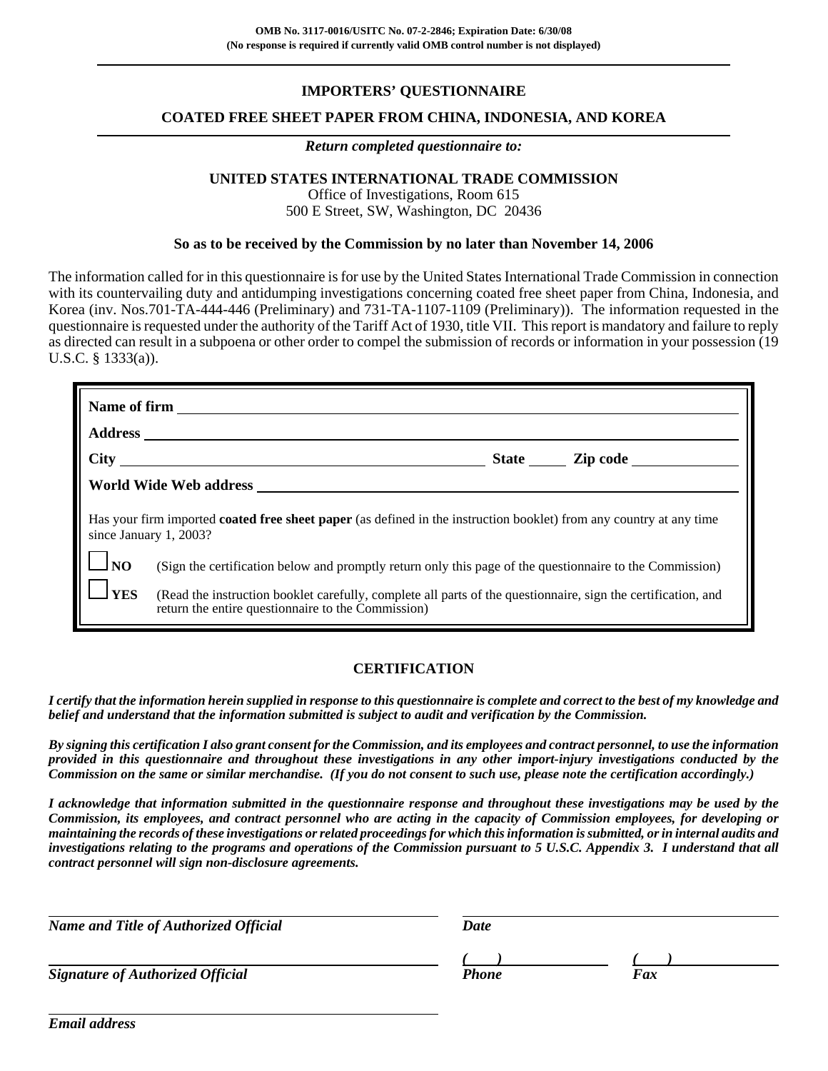**OMB No. 3117-0016/USITC No. 07-2-2846; Expiration Date: 6/30/08**
**(No response is required if currently valid OMB control number is not displayed)**

---

# IMPORTERS' QUESTIONNAIRE

## COATED FREE SHEET PAPER FROM CHINA, INDONESIA, AND KOREA

---

***Return completed questionnaire to:***

**UNITED STATES INTERNATIONAL TRADE COMMISSION**
Office of Investigations, Room 615
500 E Street, SW, Washington, DC 20436

**So as to be received by the Commission by no later than November 14, 2006**

The information called for in this questionnaire is for use by the United States International Trade Commission in connection with its countervailing duty and antidumping investigations concerning coated free sheet paper from China, Indonesia, and Korea (inv. Nos.701-TA-444-446 (Preliminary) and 731-TA-1107-1109 (Preliminary)). The information requested in the questionnaire is requested under the authority of the Tariff Act of 1930, title VII. This report is mandatory and failure to reply as directed can result in a subpoena or other order to compel the submission of records or information in your possession (19 U.S.C. § 1333(a)).

**Name of firm** ____________________

**Address** ____________________

**City** ____________________ **State** ______ **Zip code** ____________

**World Wide Web address** ____________________

Has your firm imported **coated free sheet paper** (as defined in the instruction booklet) from any country at any time since January 1, 2003?

☐ **NO** (Sign the certification below and promptly return only this page of the questionnaire to the Commission)

☐ **YES** (Read the instruction booklet carefully, complete all parts of the questionnaire, sign the certification, and return the entire questionnaire to the Commission)

## CERTIFICATION

***I certify that the information herein supplied in response to this questionnaire is complete and correct to the best of my knowledge and belief and understand that the information submitted is subject to audit and verification by the Commission.***

***By signing this certification I also grant consent for the Commission, and its employees and contract personnel, to use the information provided in this questionnaire and throughout these investigations in any other import-injury investigations conducted by the Commission on the same or similar merchandise. (If you do not consent to such use, please note the certification accordingly.)***

***I acknowledge that information submitted in the questionnaire response and throughout these investigations may be used by the Commission, its employees, and contract personnel who are acting in the capacity of Commission employees, for developing or maintaining the records of these investigations or related proceedings for which this information is submitted, or in internal audits and investigations relating to the programs and operations of the Commission pursuant to 5 U.S.C. Appendix 3. I understand that all contract personnel will sign non-disclosure agreements.***

____________________
***Name and Title of Authorized Official***

____________________
***Date***

____________________
***Signature of Authorized Official***

***(    )*** ____________________
***Phone***

***(    )*** ____________________
***Fax***

____________________
***Email address***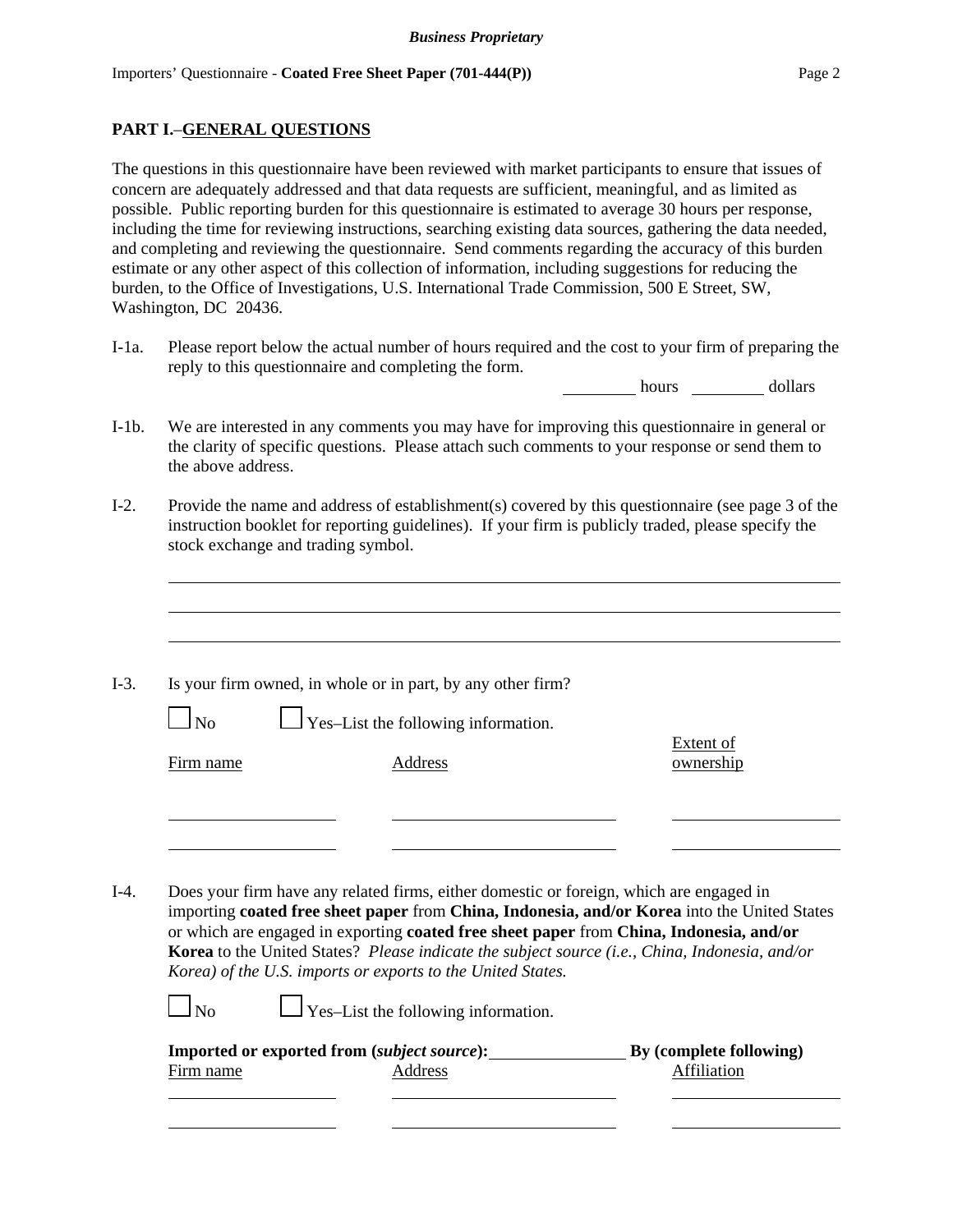## PART I.–GENERAL QUESTIONS

The questions in this questionnaire have been reviewed with market participants to ensure that issues of concern are adequately addressed and that data requests are sufficient, meaningful, and as limited as possible. Public reporting burden for this questionnaire is estimated to average 30 hours per response, including the time for reviewing instructions, searching existing data sources, gathering the data needed, and completing and reviewing the questionnaire. Send comments regarding the accuracy of this burden estimate or any other aspect of this collection of information, including suggestions for reducing the burden, to the Office of Investigations, U.S. International Trade Commission, 500 E Street, SW, Washington, DC 20436.

I-1a. Please report below the actual number of hours required and the cost to your firm of preparing the reply to this questionnaire and completing the form.

_________ hours _________ dollars

I-1b. We are interested in any comments you may have for improving this questionnaire in general or the clarity of specific questions. Please attach such comments to your response or send them to the above address.

I-2. Provide the name and address of establishment(s) covered by this questionnaire (see page 3 of the instruction booklet for reporting guidelines). If your firm is publicly traded, please specify the stock exchange and trading symbol.

______________________________________________________________________

______________________________________________________________________

______________________________________________________________________

I-3. Is your firm owned, in whole or in part, by any other firm?

☐ No ☐ Yes–List the following information.

| Firm name | Address | Extent of ownership |
|---|---|---|
| | | |
| | | |

I-4. Does your firm have any related firms, either domestic or foreign, which are engaged in importing **coated free sheet paper** from **China, Indonesia, and/or Korea** into the United States or which are engaged in exporting **coated free sheet paper** from **China, Indonesia, and/or Korea** to the United States? *Please indicate the subject source (i.e., China, Indonesia, and/or Korea) of the U.S. imports or exports to the United States.*

☐ No ☐ Yes–List the following information.

**Imported or exported from (*subject source*):** ________________ **By (complete following)**

| Firm name | Address | Affiliation |
|---|---|---|
| | | |
| | | |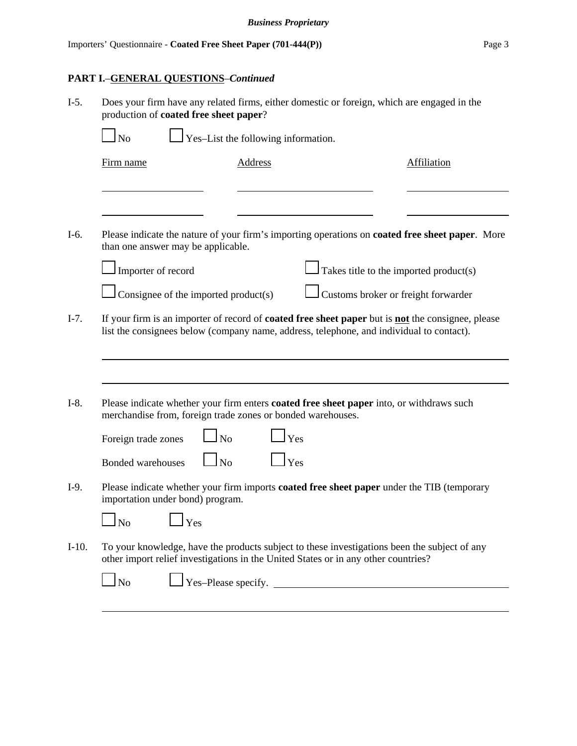## PART I.–GENERAL QUESTIONS–*Continued*

I-5. Does your firm have any related firms, either domestic or foreign, which are engaged in the production of **coated free sheet paper**?

☐ No ☐ Yes–List the following information.

| Firm name | Address | Affiliation |
|---|---|---|
| | | |
| | | |

I-6. Please indicate the nature of your firm's importing operations on **coated free sheet paper**. More than one answer may be applicable.

☐ Importer of record ☐ Takes title to the imported product(s)

☐ Consignee of the imported product(s) ☐ Customs broker or freight forwarder

I-7. If your firm is an importer of record of **coated free sheet paper** but is **not** the consignee, please list the consignees below (company name, address, telephone, and individual to contact).

______________________________________________________________________

______________________________________________________________________

I-8. Please indicate whether your firm enters **coated free sheet paper** into, or withdraws such merchandise from, foreign trade zones or bonded warehouses.

Foreign trade zones ☐ No ☐ Yes

Bonded warehouses ☐ No ☐ Yes

I-9. Please indicate whether your firm imports **coated free sheet paper** under the TIB (temporary importation under bond) program.

☐ No ☐ Yes

I-10. To your knowledge, have the products subject to these investigations been the subject of any other import relief investigations in the United States or in any other countries?

☐ No ☐ Yes–Please specify. ______________________________________

______________________________________________________________________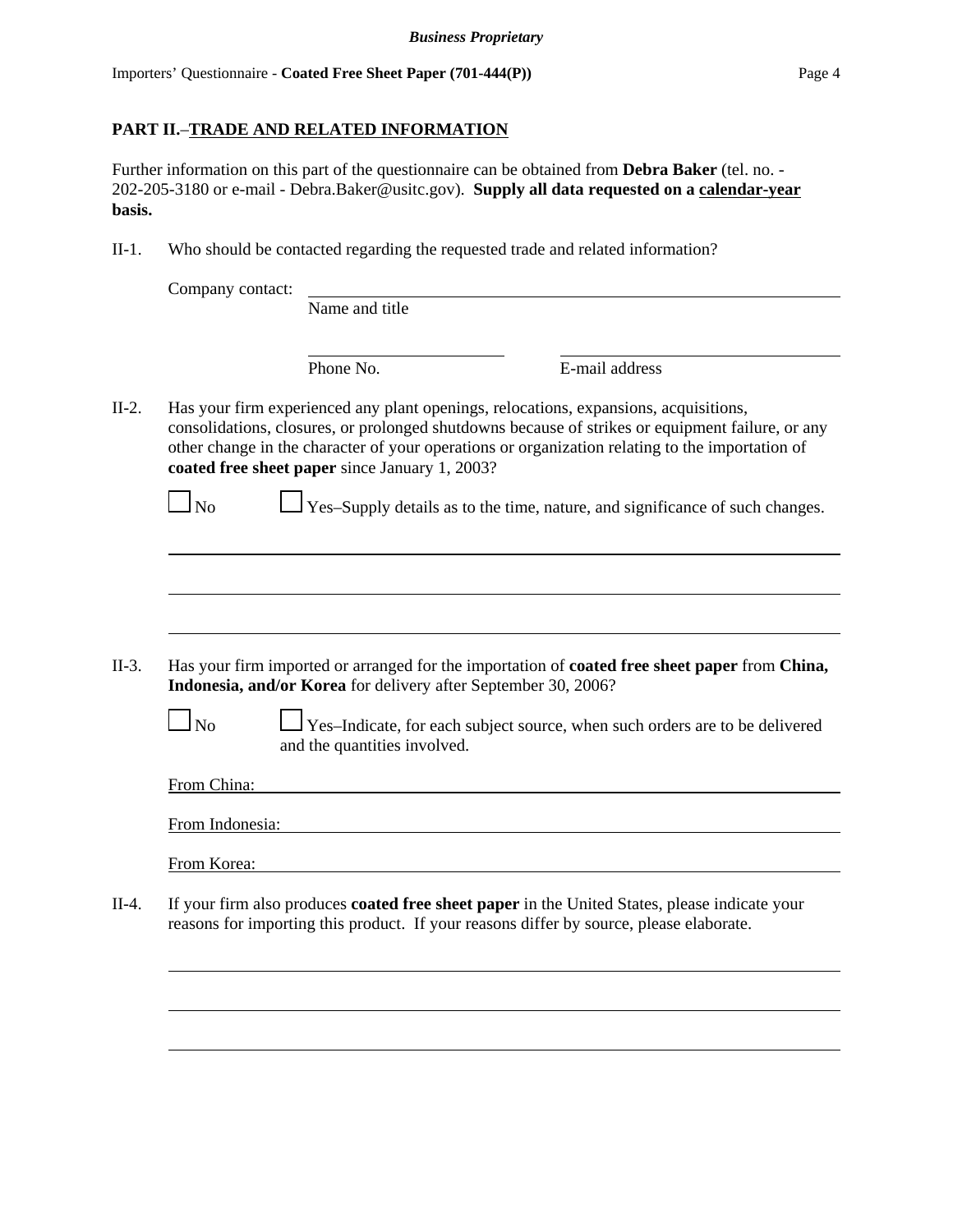## PART II.–TRADE AND RELATED INFORMATION

Further information on this part of the questionnaire can be obtained from **Debra Baker** (tel. no. - 202-205-3180 or e-mail - Debra.Baker@usitc.gov). **Supply all data requested on a calendar-year basis.**

II-1. Who should be contacted regarding the requested trade and related information?

Company contact: ______________________________
Name and title

______________________ ______________________
Phone No. E-mail address

II-2. Has your firm experienced any plant openings, relocations, expansions, acquisitions, consolidations, closures, or prolonged shutdowns because of strikes or equipment failure, or any other change in the character of your operations or organization relating to the importation of **coated free sheet paper** since January 1, 2003?

☐ No ☐ Yes–Supply details as to the time, nature, and significance of such changes.

______________________________________________

______________________________________________

______________________________________________

II-3. Has your firm imported or arranged for the importation of **coated free sheet paper** from **China, Indonesia, and/or Korea** for delivery after September 30, 2006?

☐ No ☐ Yes–Indicate, for each subject source, when such orders are to be delivered and the quantities involved.

From China: ______________________________

From Indonesia: ______________________________

From Korea: ______________________________

II-4. If your firm also produces **coated free sheet paper** in the United States, please indicate your reasons for importing this product. If your reasons differ by source, please elaborate.

______________________________________________

______________________________________________

______________________________________________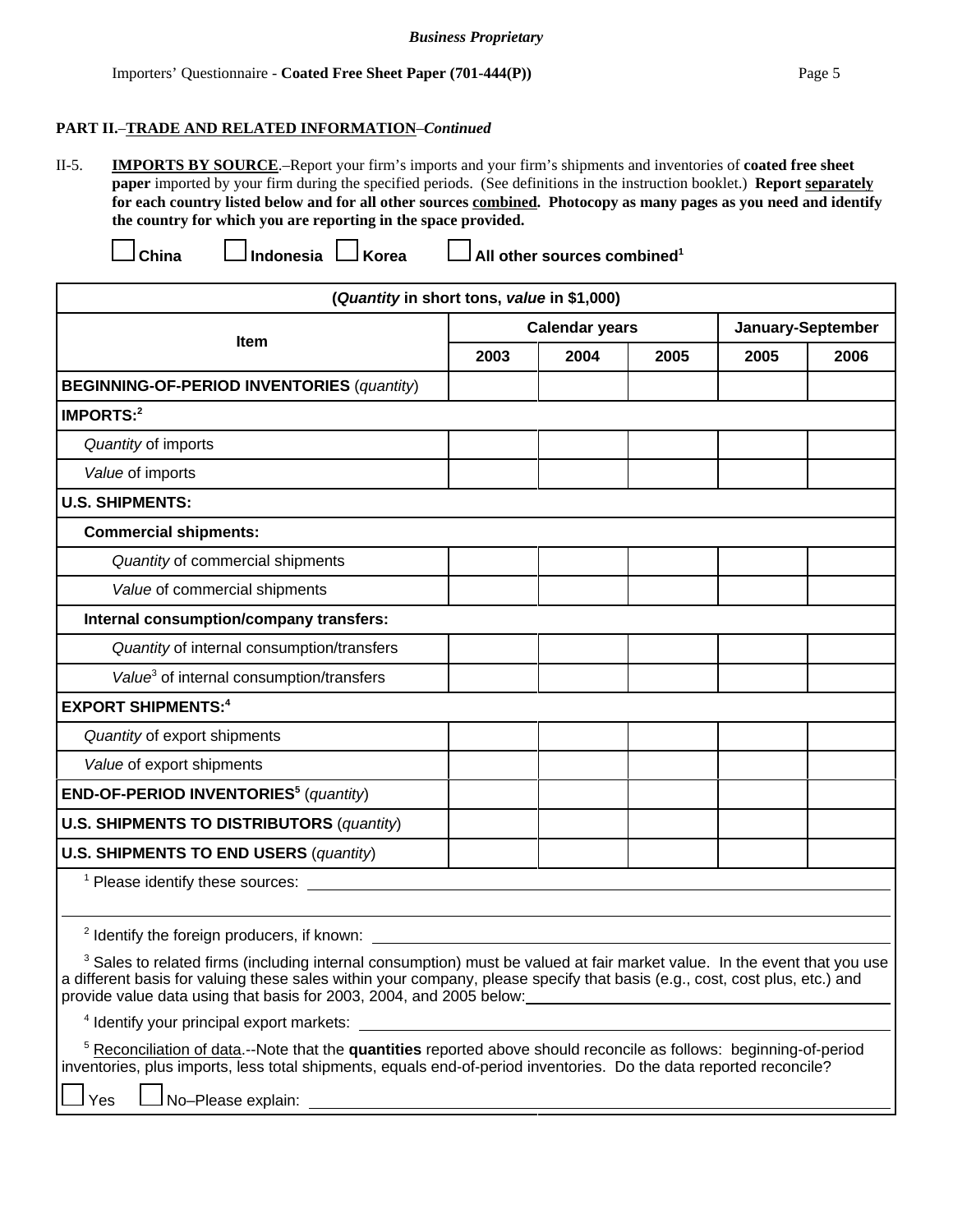**Business Proprietary**

## PART II.–TRADE AND RELATED INFORMATION–*Continued*

II-5. **IMPORTS BY SOURCE**.–Report your firm's imports and your firm's shipments and inventories of **coated free sheet paper** imported by your firm during the specified periods. (See definitions in the instruction booklet.) **Report separately for each country listed below and for all other sources combined. Photocopy as many pages as you need and identify the country for which you are reporting in the space provided.**

☐ **China** ☐ **Indonesia** ☐ **Korea** ☐ **All other sources combined[1]**

| (*Quantity* in short tons, *value* in $1,000) | | | | | |
|---|---|---|---|---|---|
| **Item** | **Calendar years** | | | **January-September** | |
| | **2003** | **2004** | **2005** | **2005** | **2006** |
| **BEGINNING-OF-PERIOD INVENTORIES** (*quantity*) | | | | | |
| **IMPORTS:[2]** | | | | | |
| *Quantity* of imports | | | | | |
| *Value* of imports | | | | | |
| **U.S. SHIPMENTS:** | | | | | |
| **Commercial shipments:** | | | | | |
| *Quantity* of commercial shipments | | | | | |
| *Value* of commercial shipments | | | | | |
| **Internal consumption/company transfers:** | | | | | |
| *Quantity* of internal consumption/transfers | | | | | |
| *Value*[3] of internal consumption/transfers | | | | | |
| **EXPORT SHIPMENTS:[4]** | | | | | |
| *Quantity* of export shipments | | | | | |
| *Value* of export shipments | | | | | |
| **END-OF-PERIOD INVENTORIES[5]** (*quantity*) | | | | | |
| **U.S. SHIPMENTS TO DISTRIBUTORS** (*quantity*) | | | | | |
| **U.S. SHIPMENTS TO END USERS** (*quantity*) | | | | | |

[1] Please identify these sources: ______________________________

[2] Identify the foreign producers, if known: ______________________________

[3] Sales to related firms (including internal consumption) must be valued at fair market value. In the event that you use a different basis for valuing these sales within your company, please specify that basis (e.g., cost, cost plus, etc.) and provide value data using that basis for 2003, 2004, and 2005 below: ______________________________

[4] Identify your principal export markets: ______________________________

[5] Reconciliation of data.--Note that the **quantities** reported above should reconcile as follows: beginning-of-period inventories, plus imports, less total shipments, equals end-of-period inventories. Do the data reported reconcile?

☐ Yes ☐ No–Please explain: ______________________________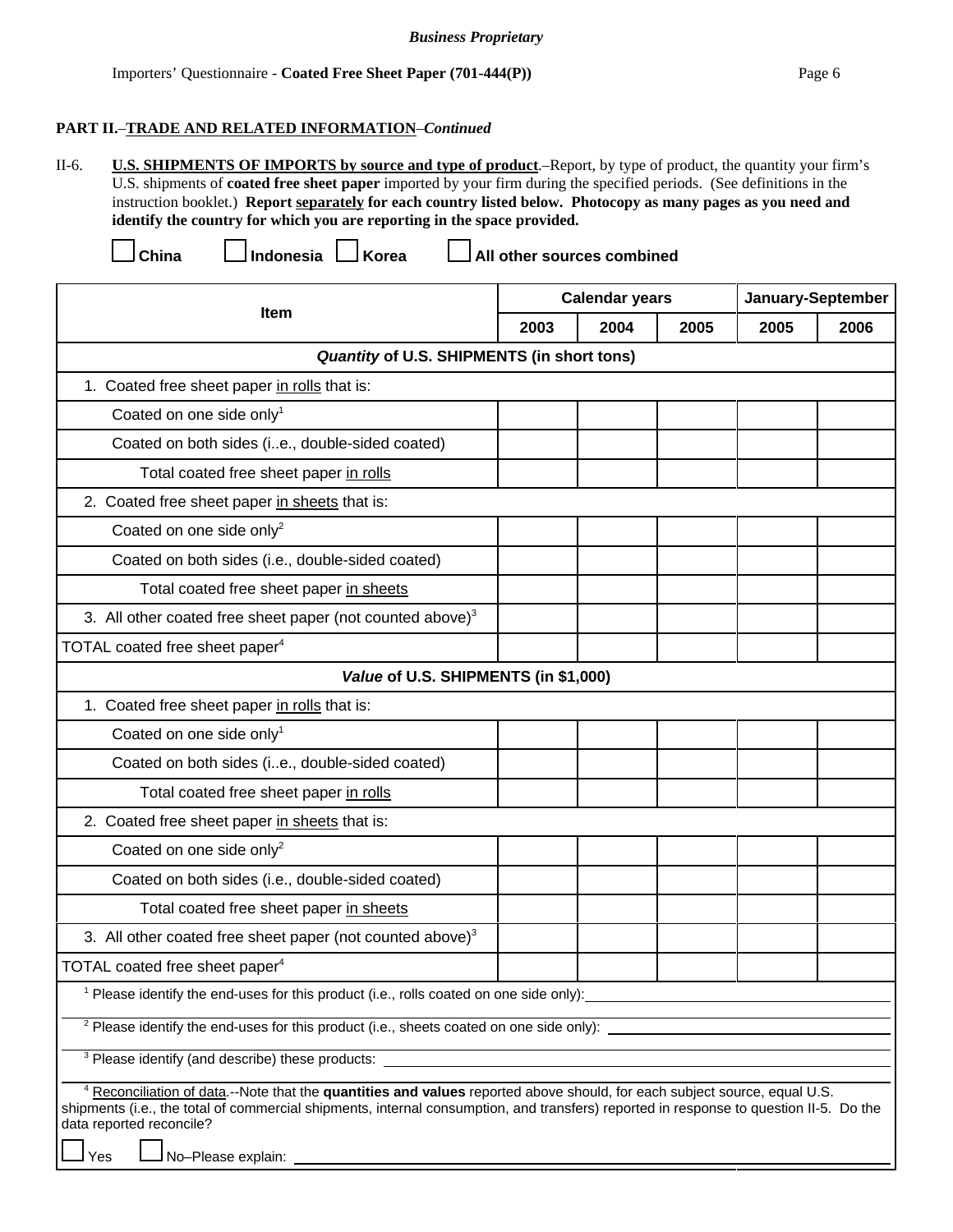*Business Proprietary*

Importers' Questionnaire - **Coated Free Sheet Paper (701-444(P))**

**PART II.–TRADE AND RELATED INFORMATION–*Continued***

II-6. **U.S. SHIPMENTS OF IMPORTS by source and type of product**.–Report, by type of product, the quantity your firm's U.S. shipments of **coated free sheet paper** imported by your firm during the specified periods. (See definitions in the instruction booklet.) **Report separately for each country listed below. Photocopy as many pages as you need and identify the country for which you are reporting in the space provided.**

☐ **China** ☐ **Indonesia** ☐ **Korea** ☐ **All other sources combined**

| Item | Calendar years | | | January-September | |
|---|---|---|---|---|---|
| | 2003 | 2004 | 2005 | 2005 | 2006 |
| ***Quantity* of U.S. SHIPMENTS (in short tons)** | | | | | |
| 1. Coated free sheet paper in rolls that is: | | | | | |
| Coated on one side only[1] | | | | | |
| Coated on both sides (i..e., double-sided coated) | | | | | |
| Total coated free sheet paper in rolls | | | | | |
| 2. Coated free sheet paper in sheets that is: | | | | | |
| Coated on one side only[2] | | | | | |
| Coated on both sides (i.e., double-sided coated) | | | | | |
| Total coated free sheet paper in sheets | | | | | |
| 3. All other coated free sheet paper (not counted above)[3] | | | | | |
| TOTAL coated free sheet paper[4] | | | | | |
| ***Value* of U.S. SHIPMENTS (in $1,000)** | | | | | |
| 1. Coated free sheet paper in rolls that is: | | | | | |
| Coated on one side only[1] | | | | | |
| Coated on both sides (i..e., double-sided coated) | | | | | |
| Total coated free sheet paper in rolls | | | | | |
| 2. Coated free sheet paper in sheets that is: | | | | | |
| Coated on one side only[2] | | | | | |
| Coated on both sides (i.e., double-sided coated) | | | | | |
| Total coated free sheet paper in sheets | | | | | |
| 3. All other coated free sheet paper (not counted above)[3] | | | | | |
| TOTAL coated free sheet paper[4] | | | | | |

[1] Please identify the end-uses for this product (i.e., rolls coated on one side only): ____________________

[2] Please identify the end-uses for this product (i.e., sheets coated on one side only): ____________________

[3] Please identify (and describe) these products: ____________________

[4] Reconciliation of data.--Note that the **quantities and values** reported above should, for each subject source, equal U.S. shipments (i.e., the total of commercial shipments, internal consumption, and transfers) reported in response to question II-5. Do the data reported reconcile?

☐ Yes ☐ No–Please explain: ____________________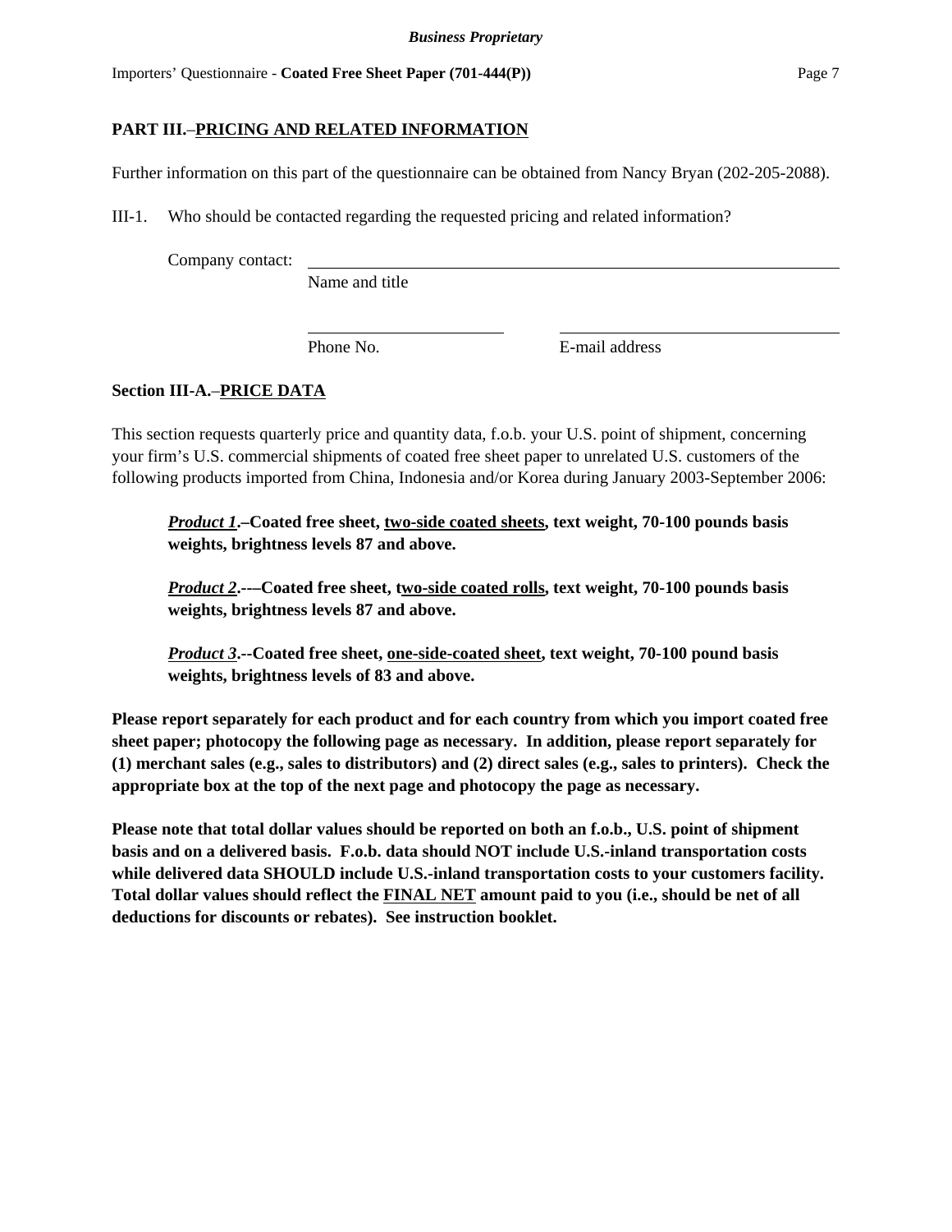## PART III.–PRICING AND RELATED INFORMATION

Further information on this part of the questionnaire can be obtained from Nancy Bryan (202-205-2088).

III-1. Who should be contacted regarding the requested pricing and related information?

Company contact: ______________________________________________
Name and title

______________________ ______________________
Phone No. E-mail address

### Section III-A.–PRICE DATA

This section requests quarterly price and quantity data, f.o.b. your U.S. point of shipment, concerning your firm's U.S. commercial shipments of coated free sheet paper to unrelated U.S. customers of the following products imported from China, Indonesia and/or Korea during January 2003-September 2006:

> ***Product 1*.–Coated free sheet, two-side coated sheets, text weight, 70-100 pounds basis weights, brightness levels 87 and above.**
>
> ***Product 2*.-—Coated free sheet, two-side coated rolls, text weight, 70-100 pounds basis weights, brightness levels 87 and above.**
>
> ***Product 3*.--Coated free sheet, one-side-coated sheet, text weight, 70-100 pound basis weights, brightness levels of 83 and above.**

**Please report separately for each product and for each country from which you import coated free sheet paper; photocopy the following page as necessary. In addition, please report separately for (1) merchant sales (e.g., sales to distributors) and (2) direct sales (e.g., sales to printers). Check the appropriate box at the top of the next page and photocopy the page as necessary.**

**Please note that total dollar values should be reported on both an f.o.b., U.S. point of shipment basis and on a delivered basis. F.o.b. data should NOT include U.S.-inland transportation costs while delivered data SHOULD include U.S.-inland transportation costs to your customers facility. Total dollar values should reflect the FINAL NET amount paid to you (i.e., should be net of all deductions for discounts or rebates). See instruction booklet.**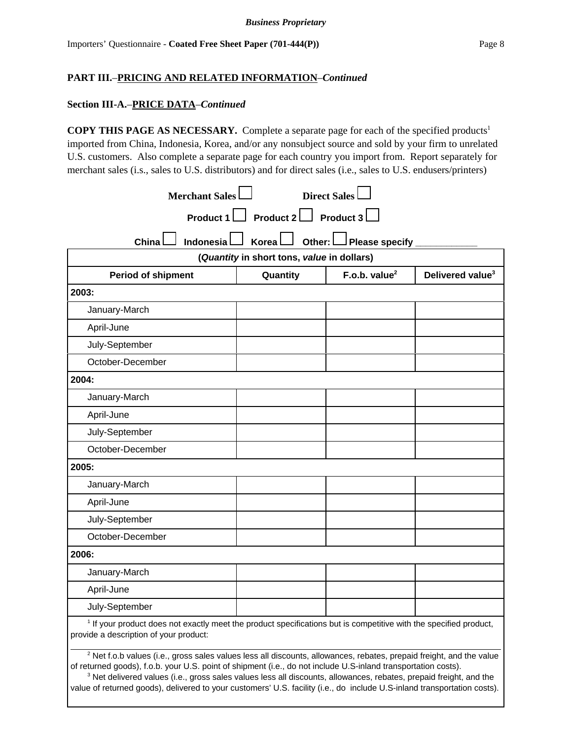**Business Proprietary**

**PART III.–PRICING AND RELATED INFORMATION–*Continued***

**Section III-A.–PRICE DATA–*Continued***

**COPY THIS PAGE AS NECESSARY.** Complete a separate page for each of the specified products[1] imported from China, Indonesia, Korea, and/or any nonsubject source and sold by your firm to unrelated U.S. customers. Also complete a separate page for each country you import from. Report separately for merchant sales (i.s., sales to U.S. distributors) and for direct sales (i.e., sales to U.S. endusers/printers)

**Merchant Sales** ☐ **Direct Sales** ☐

**Product 1** ☐ **Product 2** ☐ **Product 3** ☐

**China** ☐ **Indonesia** ☐ **Korea** ☐ **Other:** ☐ **Please specify** ____________

| (*Quantity* in short tons, *value* in dollars) | | | |
|---|---|---|---|
| **Period of shipment** | **Quantity** | **F.o.b. value[2]** | **Delivered value[3]** |
| **2003:** | | | |
| January-March | | | |
| April-June | | | |
| July-September | | | |
| October-December | | | |
| **2004:** | | | |
| January-March | | | |
| April-June | | | |
| July-September | | | |
| October-December | | | |
| **2005:** | | | |
| January-March | | | |
| April-June | | | |
| July-September | | | |
| October-December | | | |
| **2006:** | | | |
| January-March | | | |
| April-June | | | |
| July-September | | | |

[1] If your product does not exactly meet the product specifications but is competitive with the specified product, provide a description of your product:

[2] Net f.o.b values (i.e., gross sales values less all discounts, allowances, rebates, prepaid freight, and the value of returned goods), f.o.b. your U.S. point of shipment (i.e., do not include U.S-inland transportation costs).

[3] Net delivered values (i.e., gross sales values less all discounts, allowances, rebates, prepaid freight, and the value of returned goods), delivered to your customers' U.S. facility (i.e., do include U.S-inland transportation costs).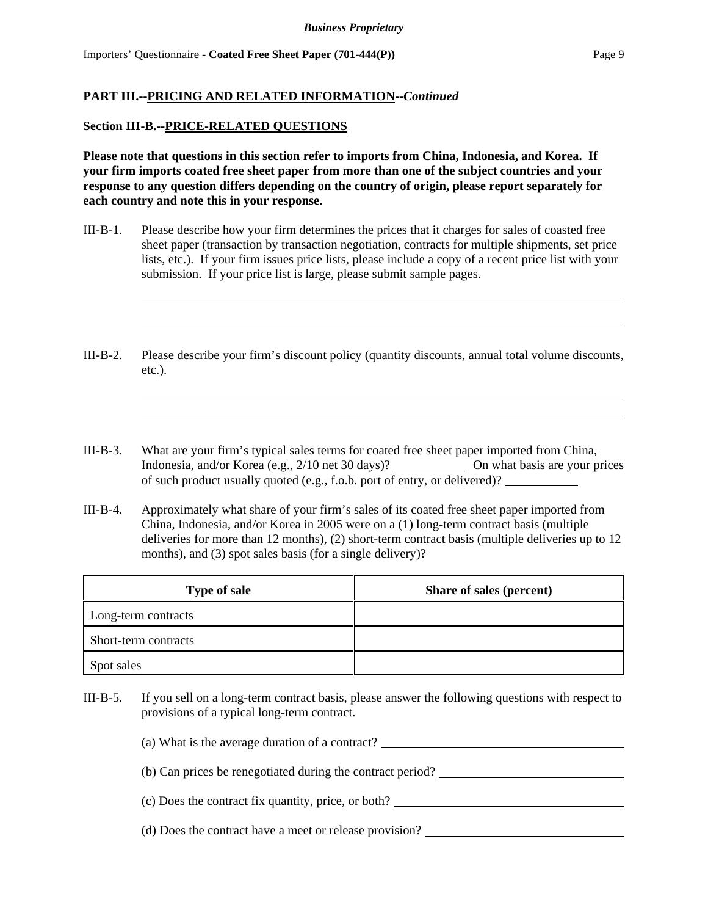## PART III.--PRICING AND RELATED INFORMATION--*Continued*

### Section III-B.--PRICE-RELATED QUESTIONS

**Please note that questions in this section refer to imports from China, Indonesia, and Korea. If your firm imports coated free sheet paper from more than one of the subject countries and your response to any question differs depending on the country of origin, please report separately for each country and note this in your response.**

III-B-1. Please describe how your firm determines the prices that it charges for sales of coasted free sheet paper (transaction by transaction negotiation, contracts for multiple shipments, set price lists, etc.). If your firm issues price lists, please include a copy of a recent price list with your submission. If your price list is large, please submit sample pages.

\_\_\_\_\_\_\_\_\_\_\_\_\_\_\_\_\_\_\_\_\_\_\_\_\_\_\_\_\_\_\_\_\_\_\_\_\_\_\_\_\_\_\_\_\_\_\_\_\_\_\_\_\_\_\_\_\_\_\_\_\_\_\_\_\_\_\_\_\_\_

\_\_\_\_\_\_\_\_\_\_\_\_\_\_\_\_\_\_\_\_\_\_\_\_\_\_\_\_\_\_\_\_\_\_\_\_\_\_\_\_\_\_\_\_\_\_\_\_\_\_\_\_\_\_\_\_\_\_\_\_\_\_\_\_\_\_\_\_\_\_

III-B-2. Please describe your firm's discount policy (quantity discounts, annual total volume discounts, etc.).

\_\_\_\_\_\_\_\_\_\_\_\_\_\_\_\_\_\_\_\_\_\_\_\_\_\_\_\_\_\_\_\_\_\_\_\_\_\_\_\_\_\_\_\_\_\_\_\_\_\_\_\_\_\_\_\_\_\_\_\_\_\_\_\_\_\_\_\_\_\_

\_\_\_\_\_\_\_\_\_\_\_\_\_\_\_\_\_\_\_\_\_\_\_\_\_\_\_\_\_\_\_\_\_\_\_\_\_\_\_\_\_\_\_\_\_\_\_\_\_\_\_\_\_\_\_\_\_\_\_\_\_\_\_\_\_\_\_\_\_\_

III-B-3. What are your firm's typical sales terms for coated free sheet paper imported from China, Indonesia, and/or Korea (e.g., 2/10 net 30 days)? \_\_\_\_\_\_\_\_\_\_ On what basis are your prices of such product usually quoted (e.g., f.o.b. port of entry, or delivered)? \_\_\_\_\_\_\_\_\_\_

III-B-4. Approximately what share of your firm's sales of its coated free sheet paper imported from China, Indonesia, and/or Korea in 2005 were on a (1) long-term contract basis (multiple deliveries for more than 12 months), (2) short-term contract basis (multiple deliveries up to 12 months), and (3) spot sales basis (for a single delivery)?

| Type of sale | Share of sales (percent) |
|---|---|
| Long-term contracts | |
| Short-term contracts | |
| Spot sales | |

III-B-5. If you sell on a long-term contract basis, please answer the following questions with respect to provisions of a typical long-term contract.

(a) What is the average duration of a contract? \_\_\_\_\_\_\_\_\_\_\_\_\_\_\_\_\_\_\_\_\_\_\_\_\_\_

(b) Can prices be renegotiated during the contract period? \_\_\_\_\_\_\_\_\_\_\_\_\_\_\_\_\_\_\_\_

(c) Does the contract fix quantity, price, or both? \_\_\_\_\_\_\_\_\_\_\_\_\_\_\_\_\_\_\_\_\_\_\_\_\_\_

(d) Does the contract have a meet or release provision? \_\_\_\_\_\_\_\_\_\_\_\_\_\_\_\_\_\_\_\_\_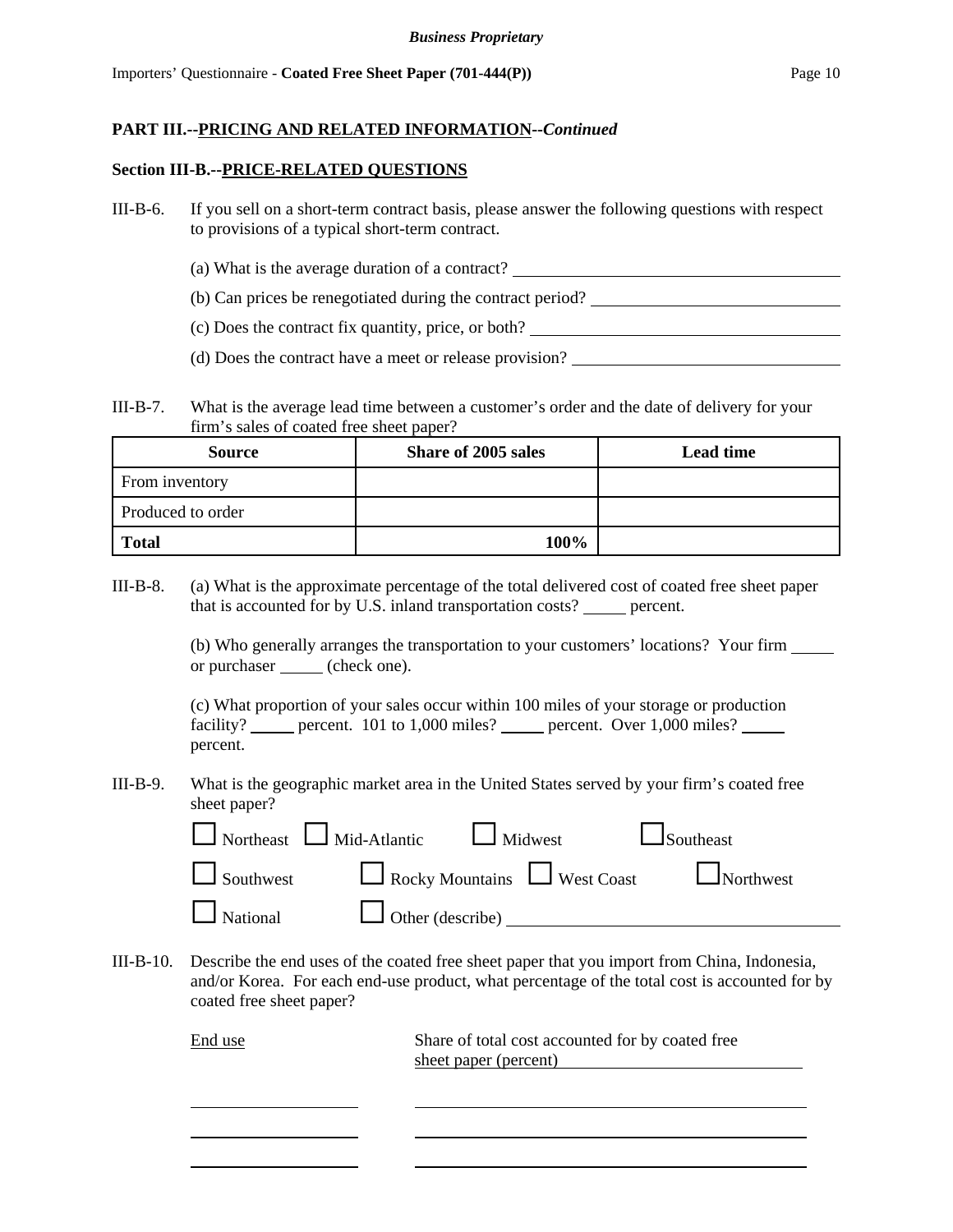*Business Proprietary*

Importers' Questionnaire - **Coated Free Sheet Paper (701-444(P))**

**PART III.--PRICING AND RELATED INFORMATION--*Continued***

**Section III-B.--PRICE-RELATED QUESTIONS**

III-B-6. If you sell on a short-term contract basis, please answer the following questions with respect to provisions of a typical short-term contract.

(a) What is the average duration of a contract? ______________________

(b) Can prices be renegotiated during the contract period? ______________________

(c) Does the contract fix quantity, price, or both? ______________________

(d) Does the contract have a meet or release provision? ______________________

III-B-7. What is the average lead time between a customer's order and the date of delivery for your firm's sales of coated free sheet paper?

| Source | Share of 2005 sales | Lead time |
|---|---|---|
| From inventory | | |
| Produced to order | | |
| **Total** | **100%** | |

III-B-8. (a) What is the approximate percentage of the total delivered cost of coated free sheet paper that is accounted for by U.S. inland transportation costs? _____ percent.

(b) Who generally arranges the transportation to your customers' locations? Your firm _____ or purchaser _____ (check one).

(c) What proportion of your sales occur within 100 miles of your storage or production facility? _____ percent. 101 to 1,000 miles? _____ percent. Over 1,000 miles? _____ percent.

III-B-9. What is the geographic market area in the United States served by your firm's coated free sheet paper?

☐ Northeast ☐ Mid-Atlantic ☐ Midwest ☐ Southeast

☐ Southwest ☐ Rocky Mountains ☐ West Coast ☐ Northwest

☐ National ☐ Other (describe) ______________________

III-B-10. Describe the end uses of the coated free sheet paper that you import from China, Indonesia, and/or Korea. For each end-use product, what percentage of the total cost is accounted for by coated free sheet paper?

| End use | Share of total cost accounted for by coated free sheet paper (percent) |
|---|---|
| | |
| | |
| | |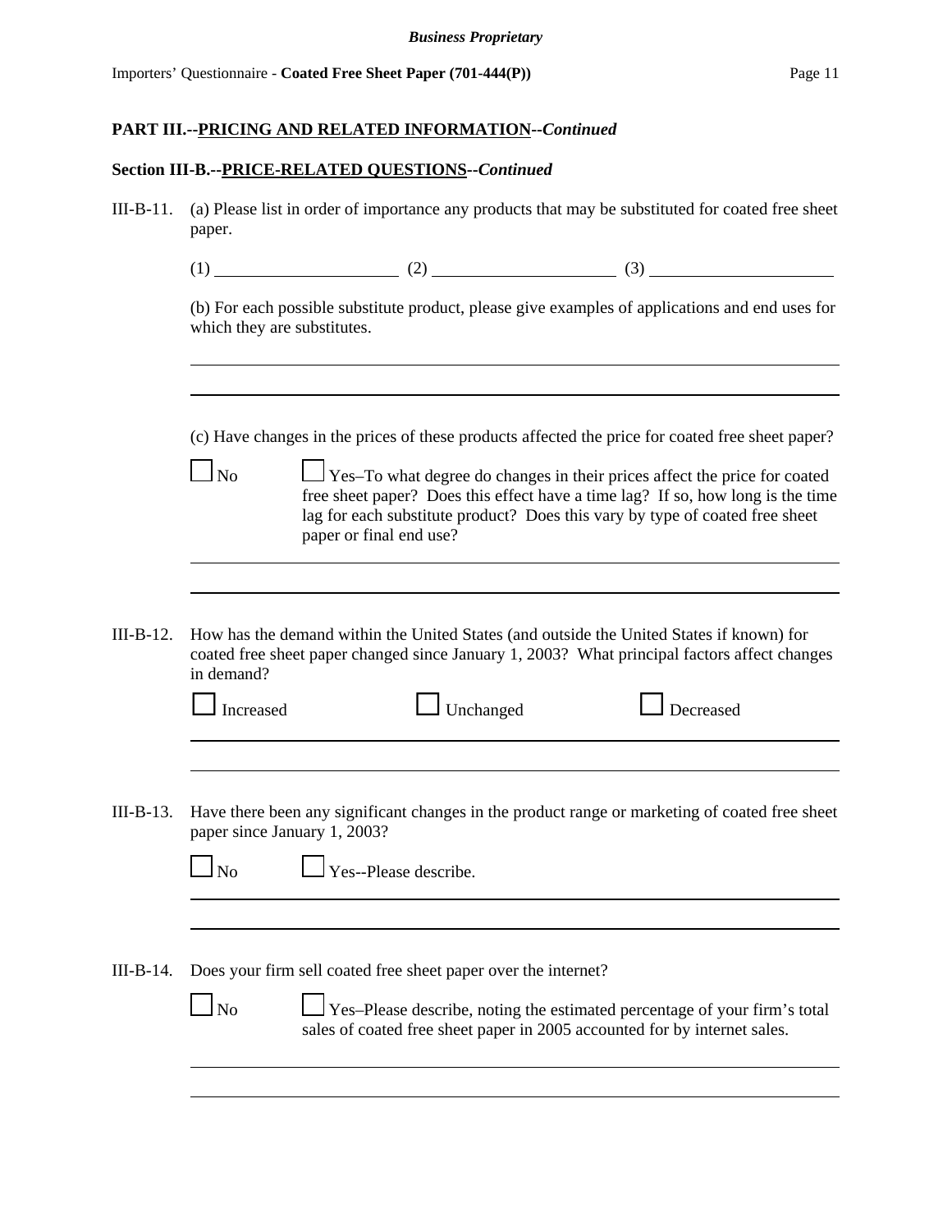**PART III.--PRICING AND RELATED INFORMATION--*Continued***

**Section III-B.--PRICE-RELATED QUESTIONS--*Continued***

III-B-11. (a) Please list in order of importance any products that may be substituted for coated free sheet paper.

(1) ____________________ (2) ____________________ (3) ____________________

(b) For each possible substitute product, please give examples of applications and end uses for which they are substitutes.

______________________________________________________________________

______________________________________________________________________

(c) Have changes in the prices of these products affected the price for coated free sheet paper?

☐ No ☐ Yes–To what degree do changes in their prices affect the price for coated free sheet paper? Does this effect have a time lag? If so, how long is the time lag for each substitute product? Does this vary by type of coated free sheet paper or final end use?

______________________________________________________________________

______________________________________________________________________

III-B-12. How has the demand within the United States (and outside the United States if known) for coated free sheet paper changed since January 1, 2003? What principal factors affect changes in demand?

☐ Increased ☐ Unchanged ☐ Decreased

______________________________________________________________________

______________________________________________________________________

III-B-13. Have there been any significant changes in the product range or marketing of coated free sheet paper since January 1, 2003?

☐ No ☐ Yes--Please describe.

______________________________________________________________________

______________________________________________________________________

III-B-14. Does your firm sell coated free sheet paper over the internet?

☐ No ☐ Yes–Please describe, noting the estimated percentage of your firm's total sales of coated free sheet paper in 2005 accounted for by internet sales.

______________________________________________________________________

______________________________________________________________________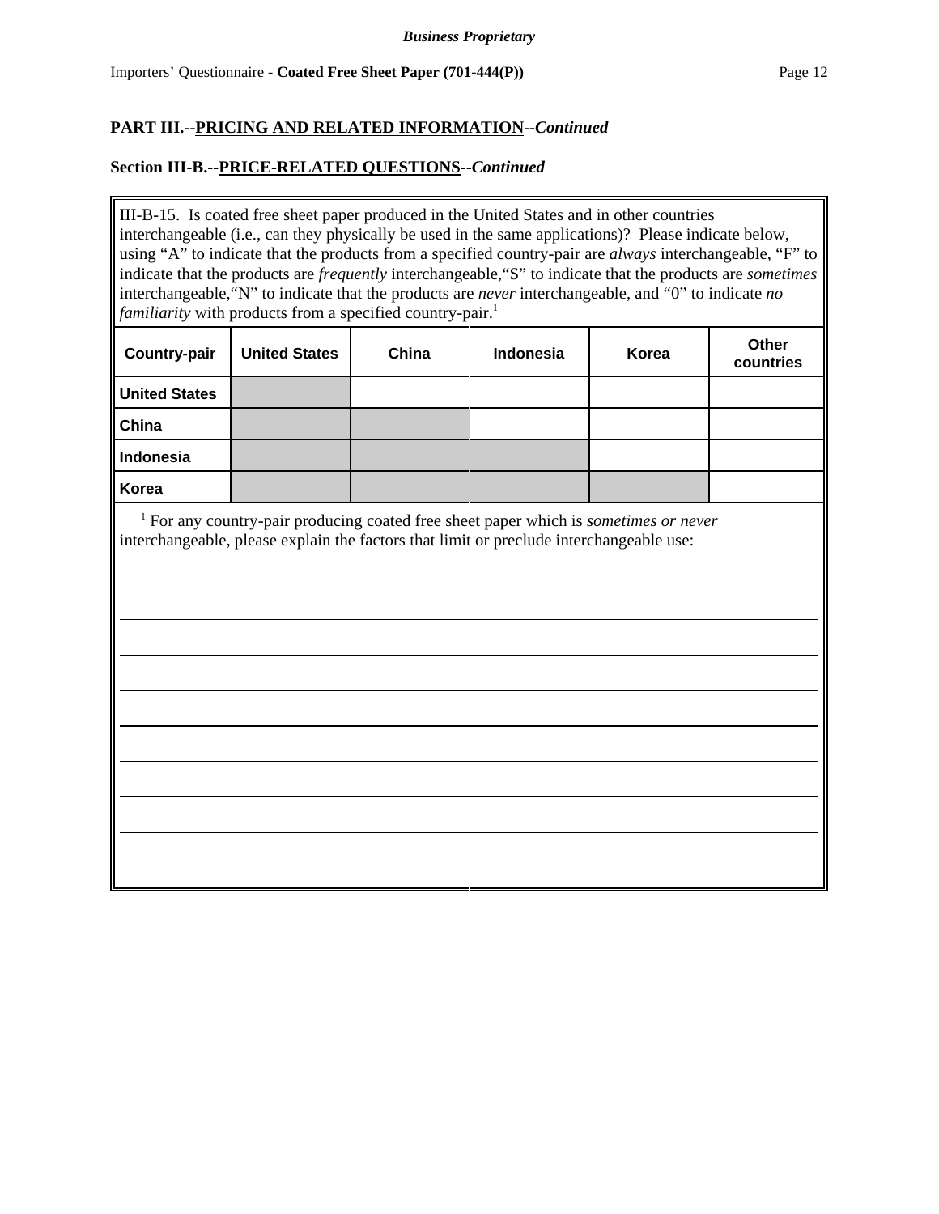## PART III.--PRICING AND RELATED INFORMATION--*Continued*

### Section III-B.--PRICE-RELATED QUESTIONS--*Continued*

III-B-15. Is coated free sheet paper produced in the United States and in other countries interchangeable (i.e., can they physically be used in the same applications)? Please indicate below, using "A" to indicate that the products from a specified country-pair are *always* interchangeable, "F" to indicate that the products are *frequently* interchangeable,"S" to indicate that the products are *sometimes* interchangeable,"N" to indicate that the products are *never* interchangeable, and "0" to indicate *no familiarity* with products from a specified country-pair.[1]

| Country-pair | United States | China | Indonesia | Korea | Other countries |
|---|---|---|---|---|---|
| United States | | | | | |
| China | | | | | |
| Indonesia | | | | | |
| Korea | | | | | |

[1] For any country-pair producing coated free sheet paper which is *sometimes or never* interchangeable, please explain the factors that limit or preclude interchangeable use:

_______________________________________________

_______________________________________________

_______________________________________________

_______________________________________________

_______________________________________________

_______________________________________________

_______________________________________________

_______________________________________________

_______________________________________________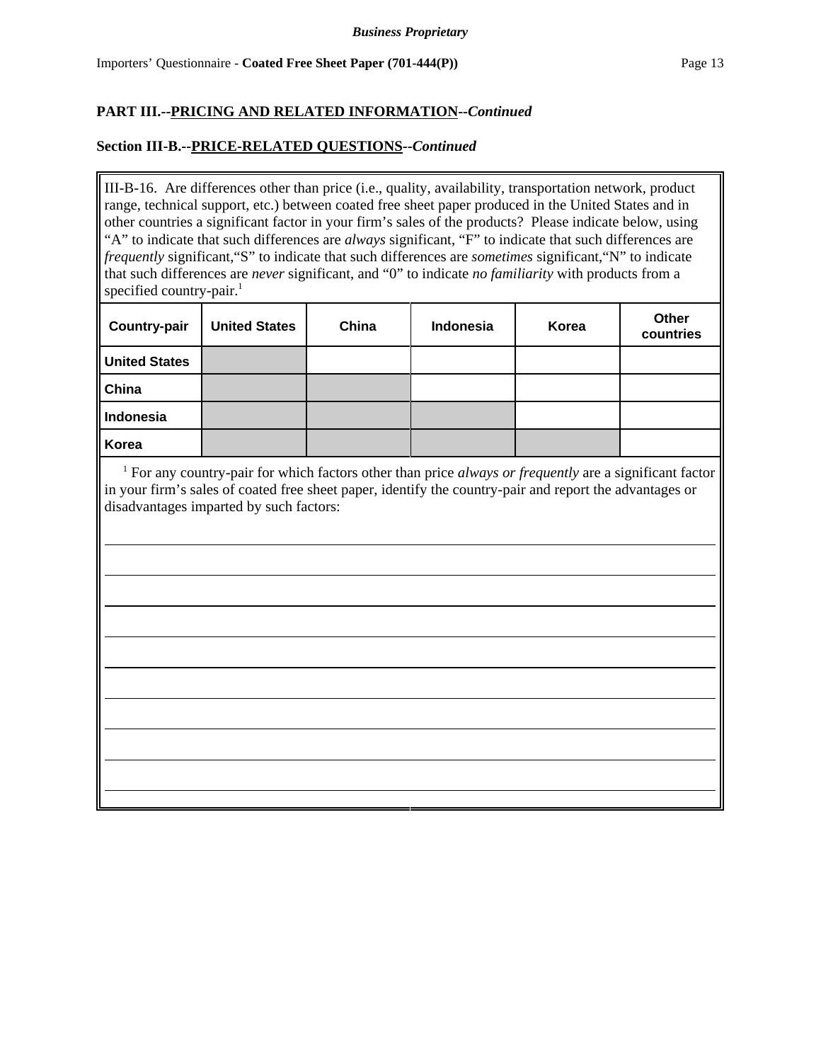**PART III.--PRICING AND RELATED INFORMATION--*Continued***

**Section III-B.--PRICE-RELATED QUESTIONS--*Continued***

III-B-16. Are differences other than price (i.e., quality, availability, transportation network, product range, technical support, etc.) between coated free sheet paper produced in the United States and in other countries a significant factor in your firm's sales of the products? Please indicate below, using "A" to indicate that such differences are *always* significant, "F" to indicate that such differences are *frequently* significant,"S" to indicate that such differences are *sometimes* significant,"N" to indicate that such differences are *never* significant, and "0" to indicate *no familiarity* with products from a specified country-pair.[1]

| Country-pair | United States | China | Indonesia | Korea | Other countries |
|---|---|---|---|---|---|
| **United States** | | | | | |
| **China** | | | | | |
| **Indonesia** | | | | | |
| **Korea** | | | | | |

[1] For any country-pair for which factors other than price *always or frequently* are a significant factor in your firm's sales of coated free sheet paper, identify the country-pair and report the advantages or disadvantages imparted by such factors:

______________________________________________________________________________

______________________________________________________________________________

______________________________________________________________________________

______________________________________________________________________________

______________________________________________________________________________

______________________________________________________________________________

______________________________________________________________________________

______________________________________________________________________________

______________________________________________________________________________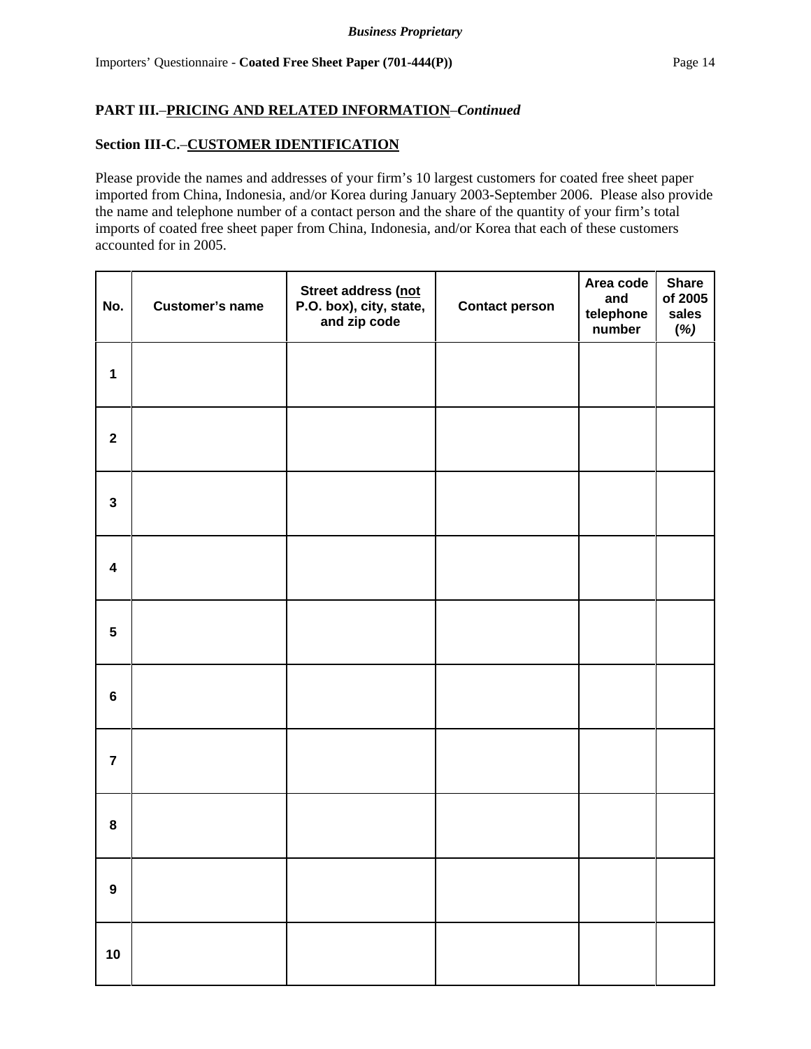## PART III.–PRICING AND RELATED INFORMATION–*Continued*

### Section III-C.–CUSTOMER IDENTIFICATION

Please provide the names and addresses of your firm's 10 largest customers for coated free sheet paper imported from China, Indonesia, and/or Korea during January 2003-September 2006. Please also provide the name and telephone number of a contact person and the share of the quantity of your firm's total imports of coated free sheet paper from China, Indonesia, and/or Korea that each of these customers accounted for in 2005.

| No. | Customer's name | Street address (not P.O. box), city, state, and zip code | Contact person | Area code and telephone number | Share of 2005 sales *(%)* |
|---|---|---|---|---|---|
| 1 | | | | | |
| 2 | | | | | |
| 3 | | | | | |
| 4 | | | | | |
| 5 | | | | | |
| 6 | | | | | |
| 7 | | | | | |
| 8 | | | | | |
| 9 | | | | | |
| 10 | | | | | |